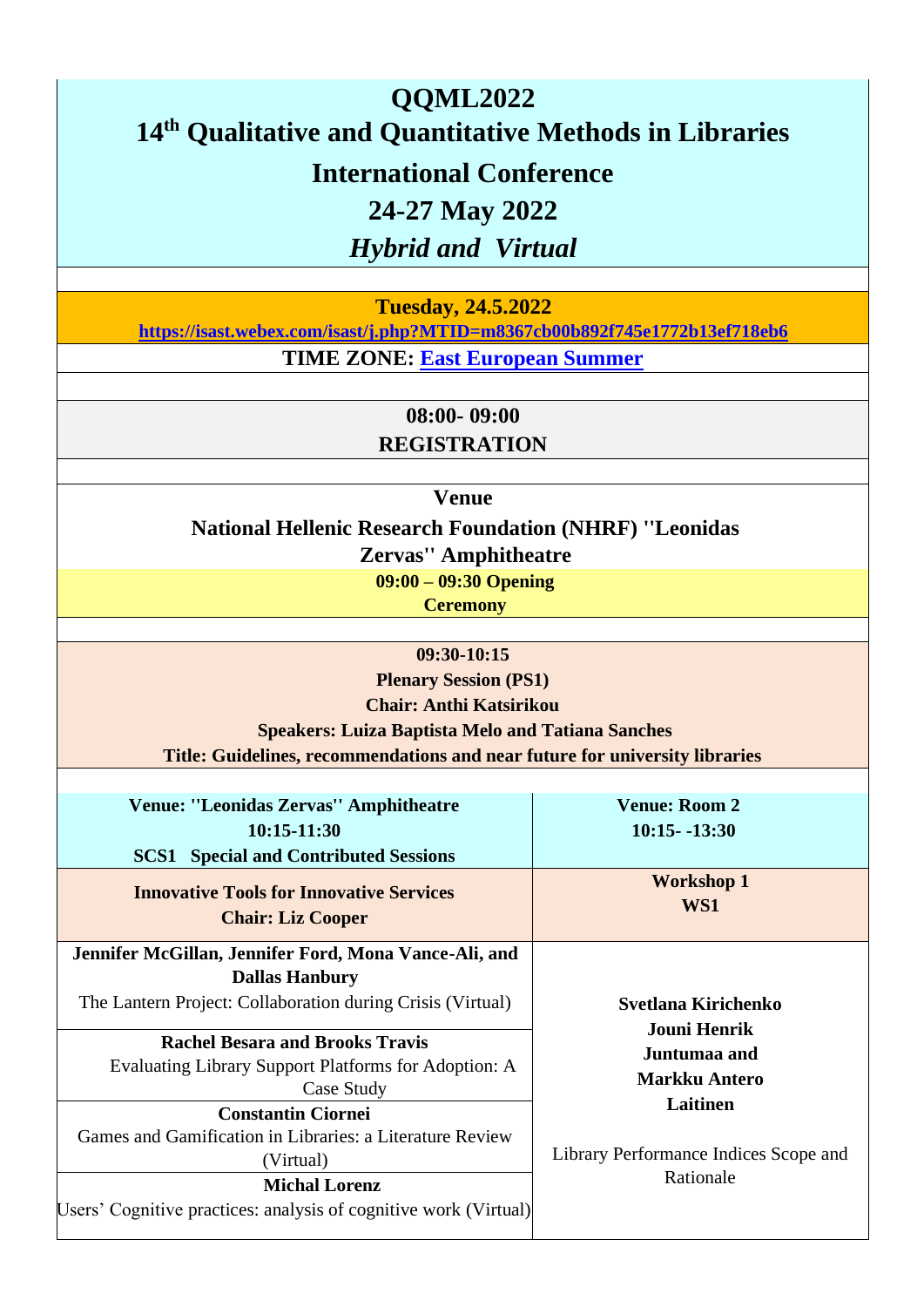# QQML2022

# 14th Qualitative and Quantitative Methods in Libraries International Conference

## 24-27 May 2022

## *Hybrid and Virtual*

**Tuesday, 24.5.2022**

**https://isast.webex.com/isast/j.php?MTID=m8367cb00b892f745e1772b13ef718eb6**

**TIME ZONE: East European Summer**

**08:00- 09:00**
**REGISTRATION**

**Venue**
**National Hellenic Research Foundation (NHRF) ''Leonidas Zervas'' Amphitheatre**

**09:00 – 09:30 Opening Ceremony**

**09:30-10:15**
**Plenary Session (PS1)**
**Chair: Anthi Katsirikou**
**Speakers: Luiza Baptista Melo and Tatiana Sanches**
**Title: Guidelines, recommendations and near future for university libraries**

| **Venue: ''Leonidas Zervas'' Amphitheatre**<br>**10:15-11:30**<br>**SCS1 Special and Contributed Sessions** | **Venue: Room 2**<br>**10:15- -13:30** |
|---|---|
| **Innovative Tools for Innovative Services**<br>**Chair: Liz Cooper** | **Workshop 1**<br>**WS1** |
| **Jennifer McGillan, Jennifer Ford, Mona Vance-Ali, and Dallas Hanbury**<br>The Lantern Project: Collaboration during Crisis (Virtual) | **Svetlana Kirichenko Jouni Henrik Juntumaa and Markku Antero Laitinen**<br><br>Library Performance Indices Scope and Rationale |
| **Rachel Besara and Brooks Travis**<br>Evaluating Library Support Platforms for Adoption: A Case Study | |
| **Constantin Ciornei**<br>Games and Gamification in Libraries: a Literature Review (Virtual) | |
| **Michal Lorenz**<br>Users' Cognitive practices: analysis of cognitive work (Virtual) | |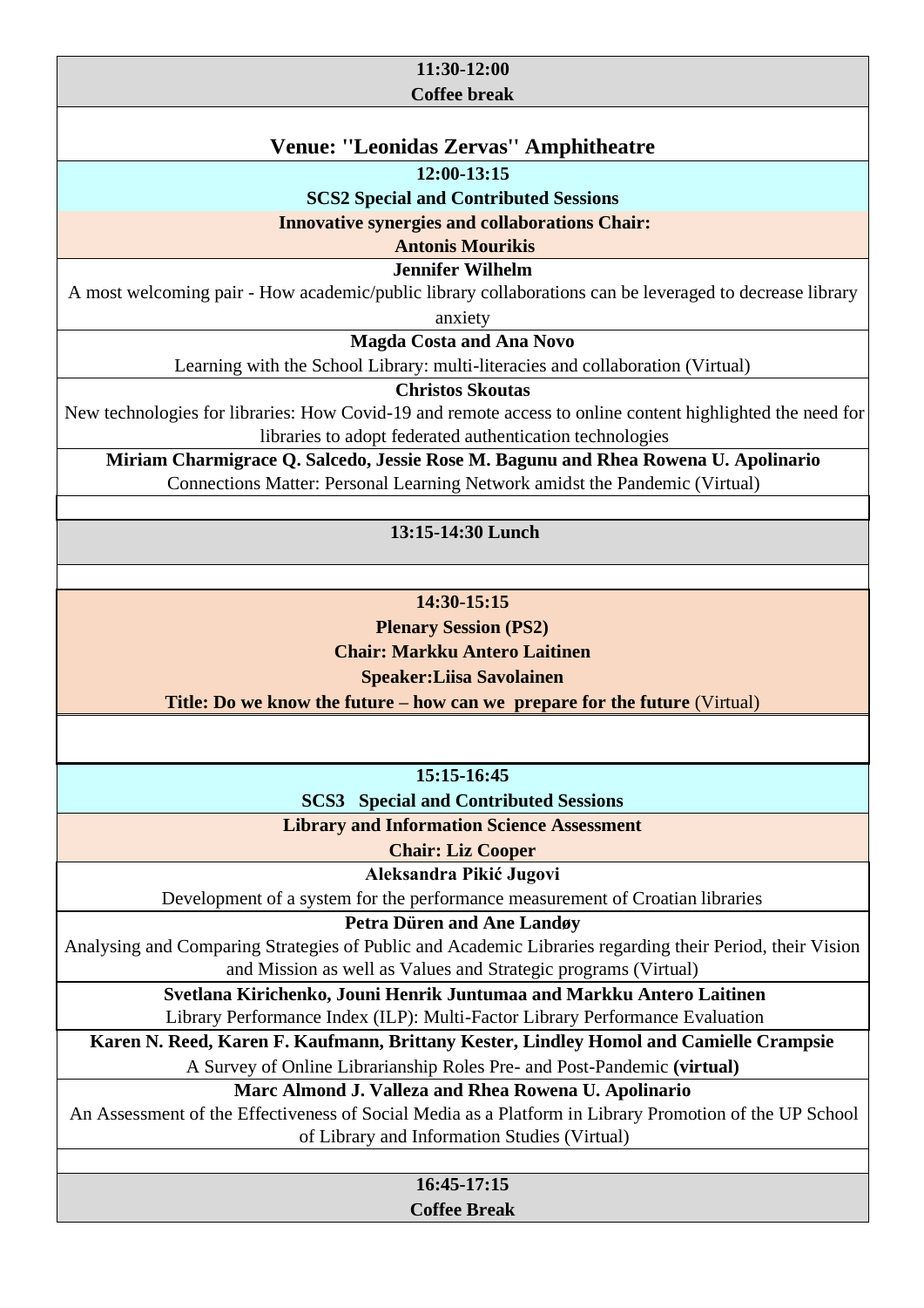**11:30-12:00**
**Coffee break**

## Venue: "Leonidas Zervas" Amphitheatre

**12:00-13:15**
**SCS2 Special and Contributed Sessions**

**Innovative synergies and collaborations Chair:**
**Antonis Mourikis**

**Jennifer Wilhelm**
A most welcoming pair - How academic/public library collaborations can be leveraged to decrease library anxiety

**Magda Costa and Ana Novo**
Learning with the School Library: multi-literacies and collaboration (Virtual)

**Christos Skoutas**
New technologies for libraries: How Covid-19 and remote access to online content highlighted the need for libraries to adopt federated authentication technologies

**Miriam Charmigrace Q. Salcedo, Jessie Rose M. Bagunu and Rhea Rowena U. Apolinario**
Connections Matter: Personal Learning Network amidst the Pandemic (Virtual)

**13:15-14:30 Lunch**

**14:30-15:15**
**Plenary Session (PS2)**
**Chair: Markku Antero Laitinen**
**Speaker:Liisa Savolainen**
**Title: Do we know the future – how can we prepare for the future** (Virtual)

**15:15-16:45**
**SCS3 Special and Contributed Sessions**

**Library and Information Science Assessment**
**Chair: Liz Cooper**

**Aleksandra Pikić Jugovi**
Development of a system for the performance measurement of Croatian libraries

**Petra Düren and Ane Landøy**
Analysing and Comparing Strategies of Public and Academic Libraries regarding their Period, their Vision and Mission as well as Values and Strategic programs (Virtual)

**Svetlana Kirichenko, Jouni Henrik Juntumaa and Markku Antero Laitinen**
Library Performance Index (ILP): Multi-Factor Library Performance Evaluation

**Karen N. Reed, Karen F. Kaufmann, Brittany Kester, Lindley Homol and Camielle Crampsie**
A Survey of Online Librarianship Roles Pre- and Post-Pandemic **(virtual)**

**Marc Almond J. Valleza and Rhea Rowena U. Apolinario**
An Assessment of the Effectiveness of Social Media as a Platform in Library Promotion of the UP School of Library and Information Studies (Virtual)

**16:45-17:15**
**Coffee Break**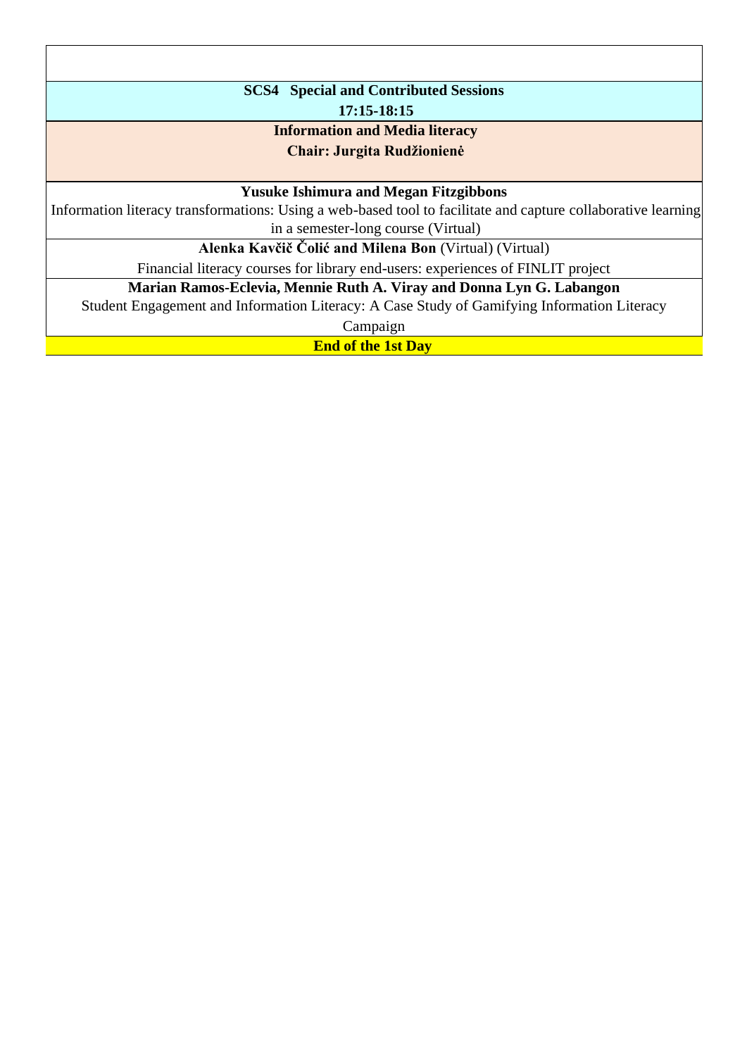**SCS4 Special and Contributed Sessions**

**17:15-18:15**

**Information and Media literacy**

**Chair: Jurgita Rudžionienė**

**Yusuke Ishimura and Megan Fitzgibbons**

Information literacy transformations: Using a web-based tool to facilitate and capture collaborative learning in a semester-long course (Virtual)

**Alenka Kavčič Čolić and Milena Bon** (Virtual) (Virtual)

Financial literacy courses for library end-users: experiences of FINLIT project

**Marian Ramos-Eclevia, Mennie Ruth A. Viray and Donna Lyn G. Labangon**

Student Engagement and Information Literacy: A Case Study of Gamifying Information Literacy Campaign

**End of the 1st Day**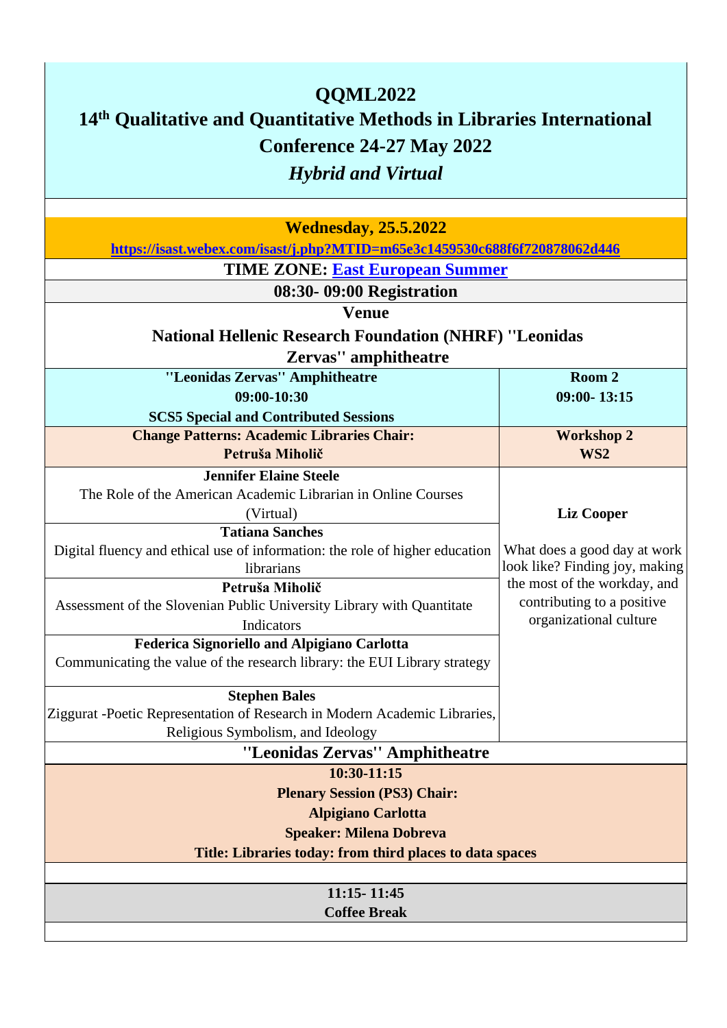# QQML2022

## 14th Qualitative and Quantitative Methods in Libraries International Conference 24-27 May 2022

### *Hybrid and Virtual*

**Wednesday, 25.5.2022**

**https://isast.webex.com/isast/j.php?MTID=m65e3c1459530c688f6f720878062d446**

**TIME ZONE: East European Summer**

**08:30- 09:00 Registration**

**Venue**

**National Hellenic Research Foundation (NHRF) "Leonidas Zervas" amphitheatre**

| "Leonidas Zervas" Amphitheatre<br>09:00-10:30<br>SCS5 Special and Contributed Sessions | Room 2<br>09:00- 13:15 |
|---|---|
| **Change Patterns: Academic Libraries Chair: Petruša Miholič** | **Workshop 2**<br>**WS2** |
| **Jennifer Elaine Steele**<br>The Role of the American Academic Librarian in Online Courses (Virtual) | **Liz Cooper**<br><br>What does a good day at work look like? Finding joy, making the most of the workday, and contributing to a positive organizational culture |
| **Tatiana Sanches**<br>Digital fluency and ethical use of information: the role of higher education librarians | |
| **Petruša Miholič**<br>Assessment of the Slovenian Public University Library with Quantitate Indicators | |
| **Federica Signoriello and Alpigiano Carlotta**<br>Communicating the value of the research library: the EUI Library strategy | |
| **Stephen Bales**<br>Ziggurat -Poetic Representation of Research in Modern Academic Libraries, Religious Symbolism, and Ideology | |

**"Leonidas Zervas" Amphitheatre**

**10:30-11:15**
**Plenary Session (PS3) Chair:**
**Alpigiano Carlotta**
**Speaker: Milena Dobreva**
**Title: Libraries today: from third places to data spaces**

**11:15- 11:45**
**Coffee Break**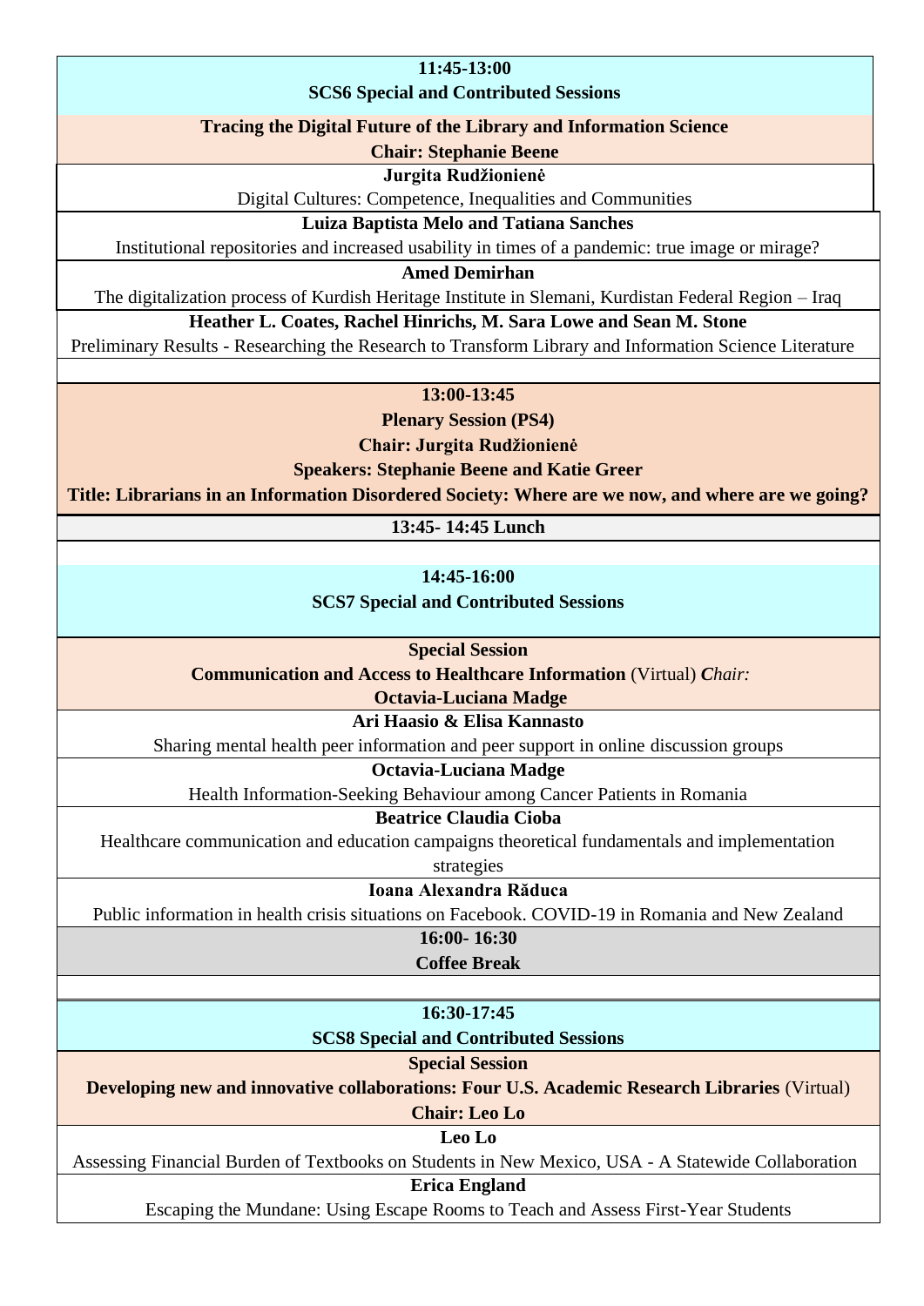**11:45-13:00**

**SCS6 Special and Contributed Sessions**

**Tracing the Digital Future of the Library and Information Science**

**Chair: Stephanie Beene**

**Jurgita Rudžionienė**

Digital Cultures: Competence, Inequalities and Communities

**Luiza Baptista Melo and Tatiana Sanches**

Institutional repositories and increased usability in times of a pandemic: true image or mirage?

**Amed Demirhan**

The digitalization process of Kurdish Heritage Institute in Slemani, Kurdistan Federal Region – Iraq

**Heather L. Coates, Rachel Hinrichs, M. Sara Lowe and Sean M. Stone**

Preliminary Results - Researching the Research to Transform Library and Information Science Literature

**13:00-13:45**

**Plenary Session (PS4)**

**Chair: Jurgita Rudžionienė**

**Speakers: Stephanie Beene and Katie Greer**

**Title: Librarians in an Information Disordered Society: Where are we now, and where are we going?**

**13:45- 14:45 Lunch**

**14:45-16:00**

**SCS7 Special and Contributed Sessions**

**Special Session**

**Communication and Access to Healthcare Information** (Virtual) ***Chair:***
**Octavia-Luciana Madge**

**Ari Haasio & Elisa Kannasto**

Sharing mental health peer information and peer support in online discussion groups

**Octavia-Luciana Madge**

Health Information-Seeking Behaviour among Cancer Patients in Romania

**Beatrice Claudia Cioba**

Healthcare communication and education campaigns theoretical fundamentals and implementation strategies

**Ioana Alexandra Răduca**

Public information in health crisis situations on Facebook. COVID-19 in Romania and New Zealand

**16:00- 16:30**

**Coffee Break**

**16:30-17:45**

**SCS8 Special and Contributed Sessions**

**Special Session**

**Developing new and innovative collaborations: Four U.S. Academic Research Libraries** (Virtual)

**Chair: Leo Lo**

**Leo Lo**

Assessing Financial Burden of Textbooks on Students in New Mexico, USA - A Statewide Collaboration

**Erica England**

Escaping the Mundane: Using Escape Rooms to Teach and Assess First-Year Students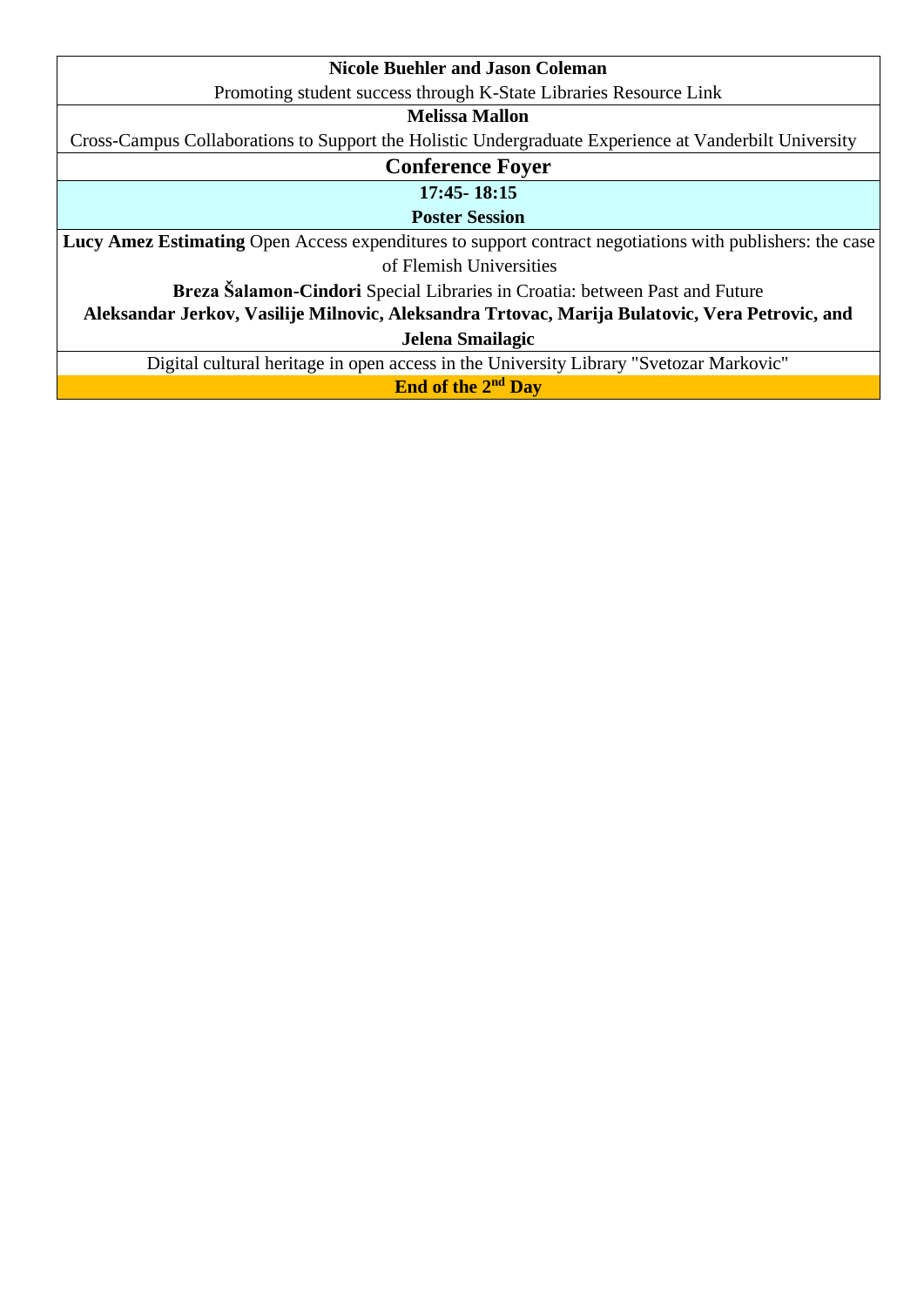**Nicole Buehler and Jason Coleman**

Promoting student success through K-State Libraries Resource Link

**Melissa Mallon**

Cross-Campus Collaborations to Support the Holistic Undergraduate Experience at Vanderbilt University

## Conference Foyer

**17:45- 18:15**

**Poster Session**

**Lucy Amez Estimating** Open Access expenditures to support contract negotiations with publishers: the case of Flemish Universities

**Breza Šalamon-Cindori** Special Libraries in Croatia: between Past and Future

**Aleksandar Jerkov, Vasilije Milnovic, Aleksandra Trtovac, Marija Bulatovic, Vera Petrovic, and Jelena Smailagic**

Digital cultural heritage in open access in the University Library "Svetozar Markovic"

**End of the 2nd Day**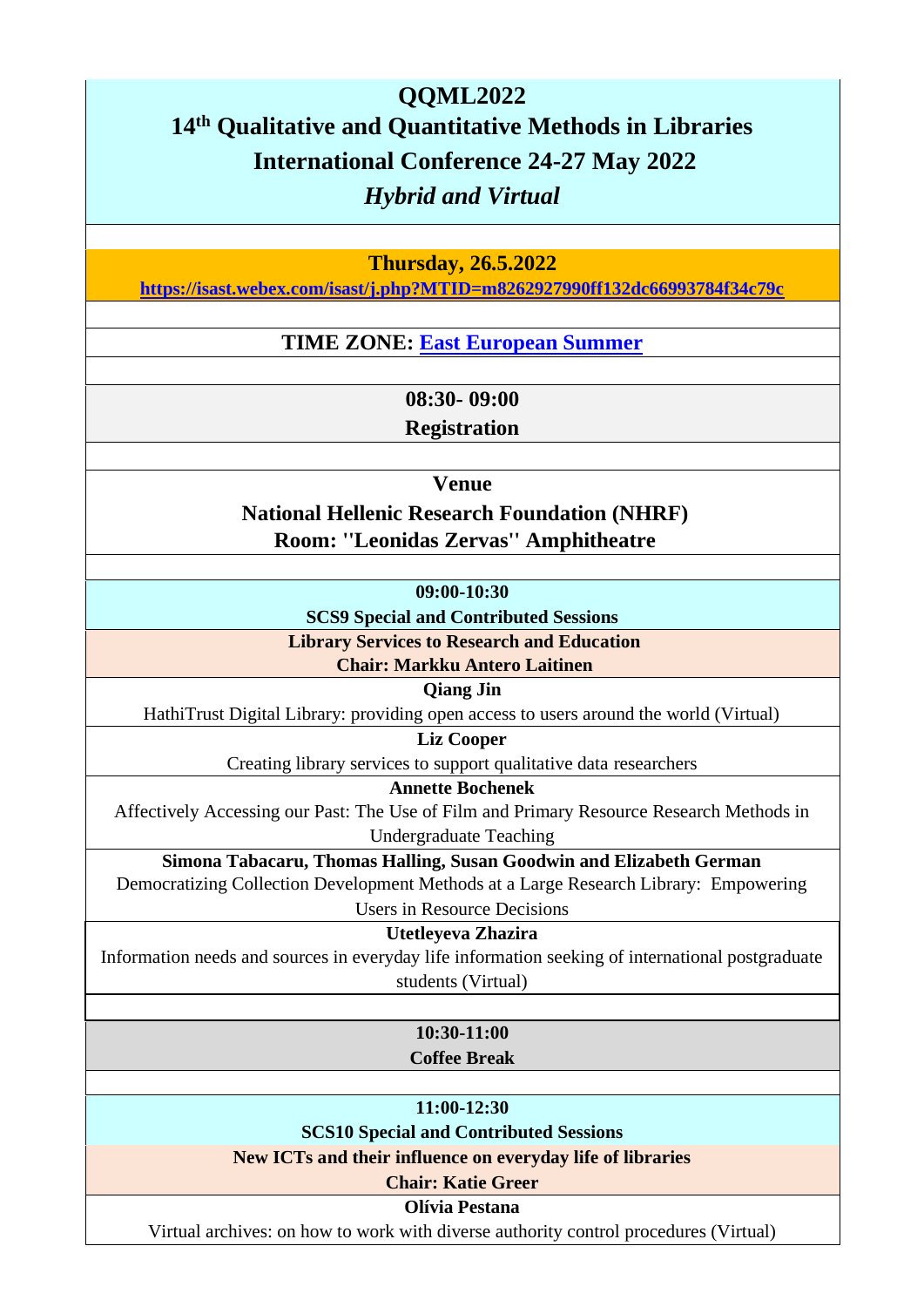# QQML2022

## 14th Qualitative and Quantitative Methods in Libraries International Conference 24-27 May 2022

*Hybrid and Virtual*

**Thursday, 26.5.2022**

**https://isast.webex.com/isast/j.php?MTID=m8262927990ff132dc66993784f34c79c**

**TIME ZONE: East European Summer**

**08:30- 09:00**
**Registration**

**Venue**
**National Hellenic Research Foundation (NHRF)**
**Room: "Leonidas Zervas" Amphitheatre**

**09:00-10:30**
**SCS9 Special and Contributed Sessions**

**Library Services to Research and Education**
**Chair: Markku Antero Laitinen**

**Qiang Jin**
HathiTrust Digital Library: providing open access to users around the world (Virtual)

**Liz Cooper**
Creating library services to support qualitative data researchers

**Annette Bochenek**
Affectively Accessing our Past: The Use of Film and Primary Resource Research Methods in Undergraduate Teaching

**Simona Tabacaru, Thomas Halling, Susan Goodwin and Elizabeth German**
Democratizing Collection Development Methods at a Large Research Library: Empowering Users in Resource Decisions

**Utetleyeva Zhazira**
Information needs and sources in everyday life information seeking of international postgraduate students (Virtual)

**10:30-11:00**
**Coffee Break**

**11:00-12:30**
**SCS10 Special and Contributed Sessions**

**New ICTs and their influence on everyday life of libraries**
**Chair: Katie Greer**

**Olívia Pestana**
Virtual archives: on how to work with diverse authority control procedures (Virtual)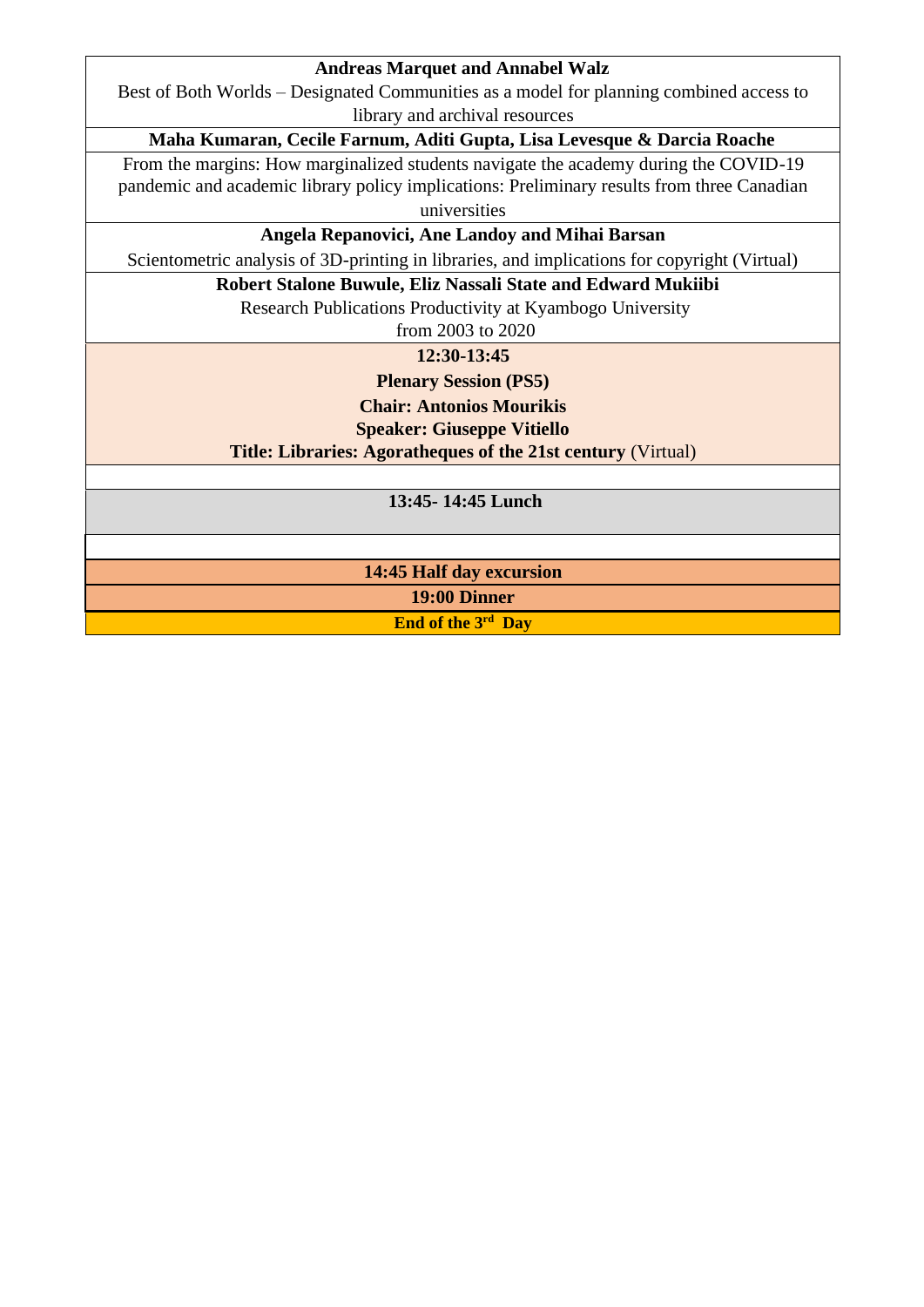**Andreas Marquet and Annabel Walz**

Best of Both Worlds – Designated Communities as a model for planning combined access to library and archival resources

**Maha Kumaran, Cecile Farnum, Aditi Gupta, Lisa Levesque & Darcia Roache**

From the margins: How marginalized students navigate the academy during the COVID-19 pandemic and academic library policy implications: Preliminary results from three Canadian universities

**Angela Repanovici, Ane Landoy and Mihai Barsan**

Scientometric analysis of 3D-printing in libraries, and implications for copyright (Virtual)

**Robert Stalone Buwule, Eliz Nassali State and Edward Mukiibi**

Research Publications Productivity at Kyambogo University from 2003 to 2020

**12:30-13:45**

**Plenary Session (PS5)**

**Chair: Antonios Mourikis**

**Speaker: Giuseppe Vitiello**

**Title: Libraries: Agoratheques of the 21st century** (Virtual)

**13:45- 14:45 Lunch**

**14:45 Half day excursion**

**19:00 Dinner**

**End of the 3rd Day**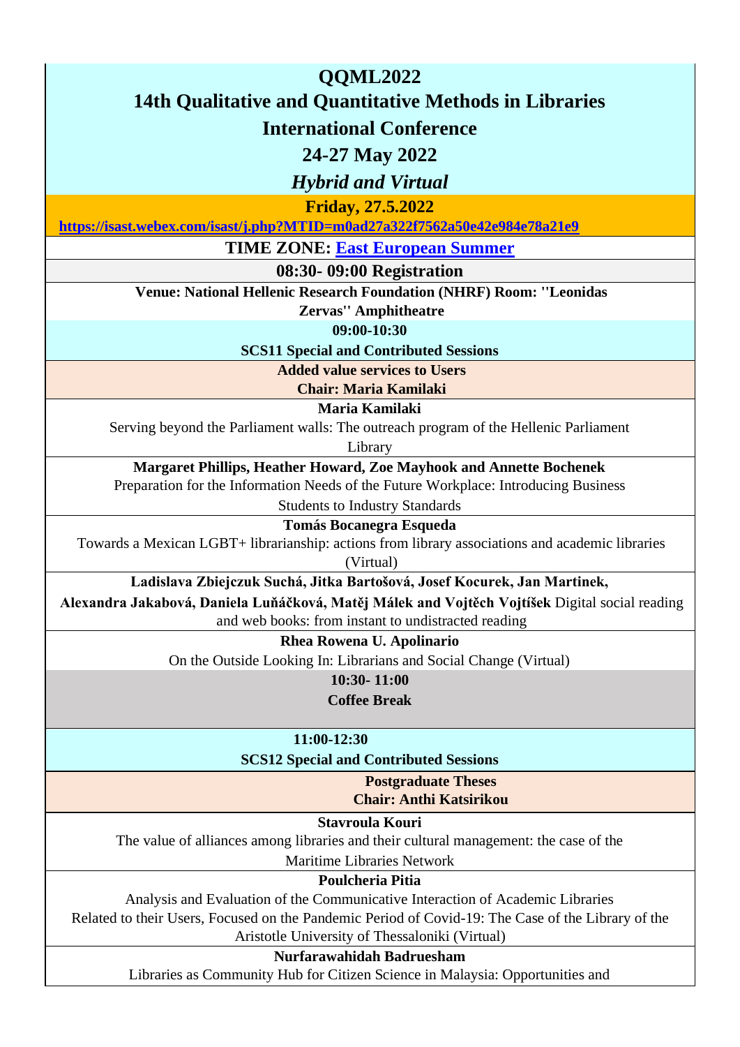# QQML2022

## 14th Qualitative and Quantitative Methods in Libraries

## International Conference

## 24-27 May 2022

## *Hybrid and Virtual*

**Friday, 27.5.2022**

**https://isast.webex.com/isast/j.php?MTID=m0ad27a322f7562a50e42e984e78a21e9**

**TIME ZONE: East European Summer**

**08:30- 09:00 Registration**

**Venue: National Hellenic Research Foundation (NHRF) Room: ''Leonidas Zervas'' Amphitheatre**

**09:00-10:30**

**SCS11 Special and Contributed Sessions**

**Added value services to Users**
**Chair: Maria Kamilaki**

**Maria Kamilaki**
Serving beyond the Parliament walls: The outreach program of the Hellenic Parliament Library

**Margaret Phillips, Heather Howard, Zoe Mayhook and Annette Bochenek**
Preparation for the Information Needs of the Future Workplace: Introducing Business Students to Industry Standards

**Tomás Bocanegra Esqueda**
Towards a Mexican LGBT+ librarianship: actions from library associations and academic libraries (Virtual)

**Ladislava Zbiejczuk Suchá, Jitka Bartošová, Josef Kocurek, Jan Martinek, Alexandra Jakabová, Daniela Luňáčková, Matěj Málek and Vojtěch Vojtíšek** Digital social reading and web books: from instant to undistracted reading

**Rhea Rowena U. Apolinario**
On the Outside Looking In: Librarians and Social Change (Virtual)

**10:30- 11:00**
**Coffee Break**

**11:00-12:30**

**SCS12 Special and Contributed Sessions**

**Postgraduate Theses**
**Chair: Anthi Katsirikou**

**Stavroula Kouri**
The value of alliances among libraries and their cultural management: the case of the Maritime Libraries Network

**Poulcheria Pitia**
Analysis and Evaluation of the Communicative Interaction of Academic Libraries Related to their Users, Focused on the Pandemic Period of Covid-19: The Case of the Library of the Aristotle University of Thessaloniki (Virtual)

**Nurfarawahidah Badruesham**
Libraries as Community Hub for Citizen Science in Malaysia: Opportunities and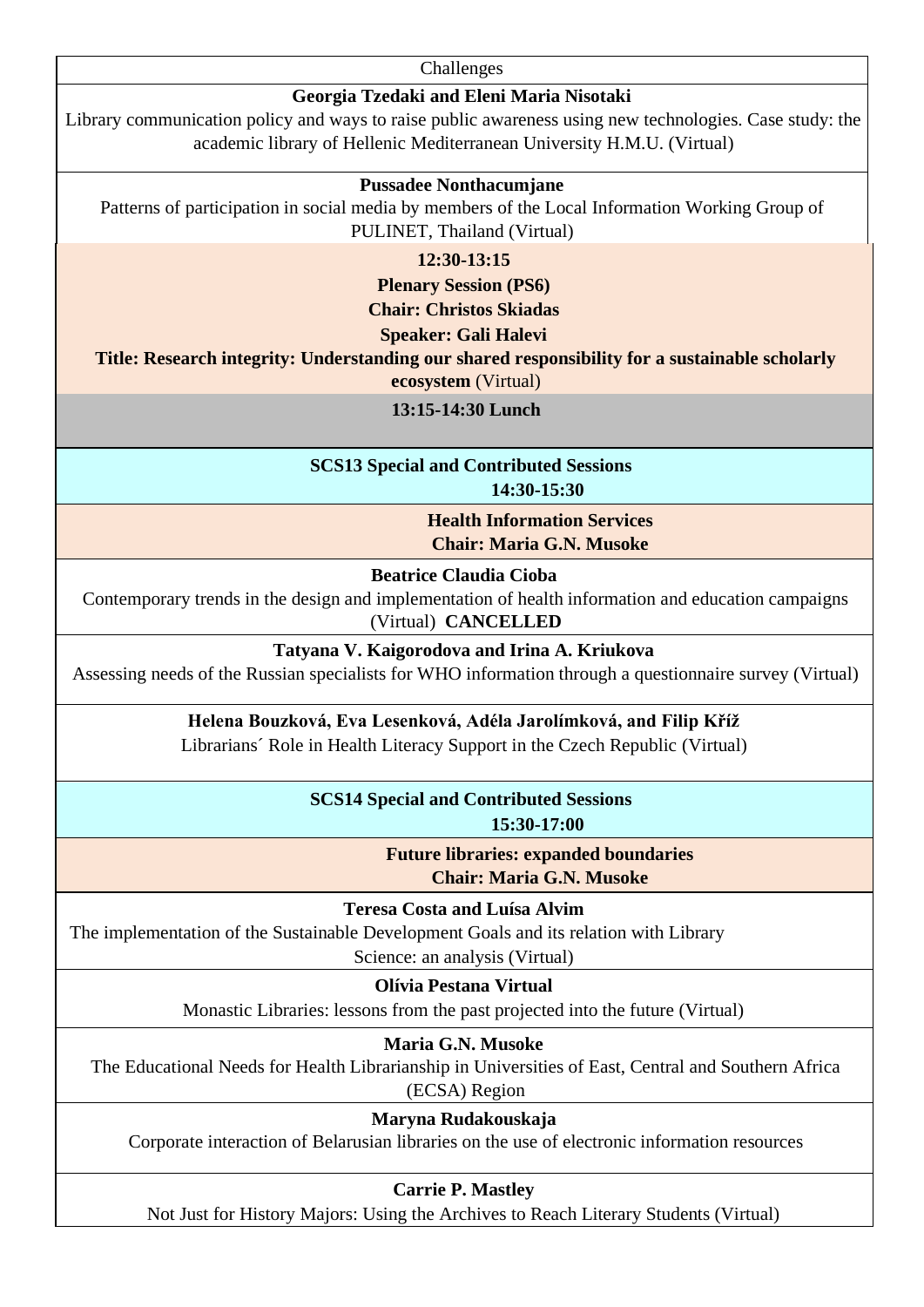Challenges

**Georgia Tzedaki and Eleni Maria Nisotaki**

Library communication policy and ways to raise public awareness using new technologies. Case study: the academic library of Hellenic Mediterranean University H.M.U. (Virtual)

**Pussadee Nonthacumjane**

Patterns of participation in social media by members of the Local Information Working Group of PULINET, Thailand (Virtual)

**12:30-13:15**

**Plenary Session (PS6)**

**Chair: Christos Skiadas**

**Speaker: Gali Halevi**

**Title: Research integrity: Understanding our shared responsibility for a sustainable scholarly ecosystem** (Virtual)

**13:15-14:30 Lunch**

**SCS13 Special and Contributed Sessions**

**14:30-15:30**

**Health Information Services**

**Chair: Maria G.N. Musoke**

**Beatrice Claudia Cioba**

Contemporary trends in the design and implementation of health information and education campaigns (Virtual) **CANCELLED**

**Tatyana V. Kaigorodova and Irina A. Kriukova**

Assessing needs of the Russian specialists for WHO information through a questionnaire survey (Virtual)

**Helena Bouzková, Eva Lesenková, Adéla Jarolímková, and Filip Kříž**

Librarians´ Role in Health Literacy Support in the Czech Republic (Virtual)

**SCS14 Special and Contributed Sessions**

**15:30-17:00**

**Future libraries: expanded boundaries**

**Chair: Maria G.N. Musoke**

**Teresa Costa and Luísa Alvim**

The implementation of the Sustainable Development Goals and its relation with Library Science: an analysis (Virtual)

**Olívia Pestana Virtual**

Monastic Libraries: lessons from the past projected into the future (Virtual)

**Maria G.N. Musoke**

The Educational Needs for Health Librarianship in Universities of East, Central and Southern Africa (ECSA) Region

**Maryna Rudakouskaja**

Corporate interaction of Belarusian libraries on the use of electronic information resources

**Carrie P. Mastley**

Not Just for History Majors: Using the Archives to Reach Literary Students (Virtual)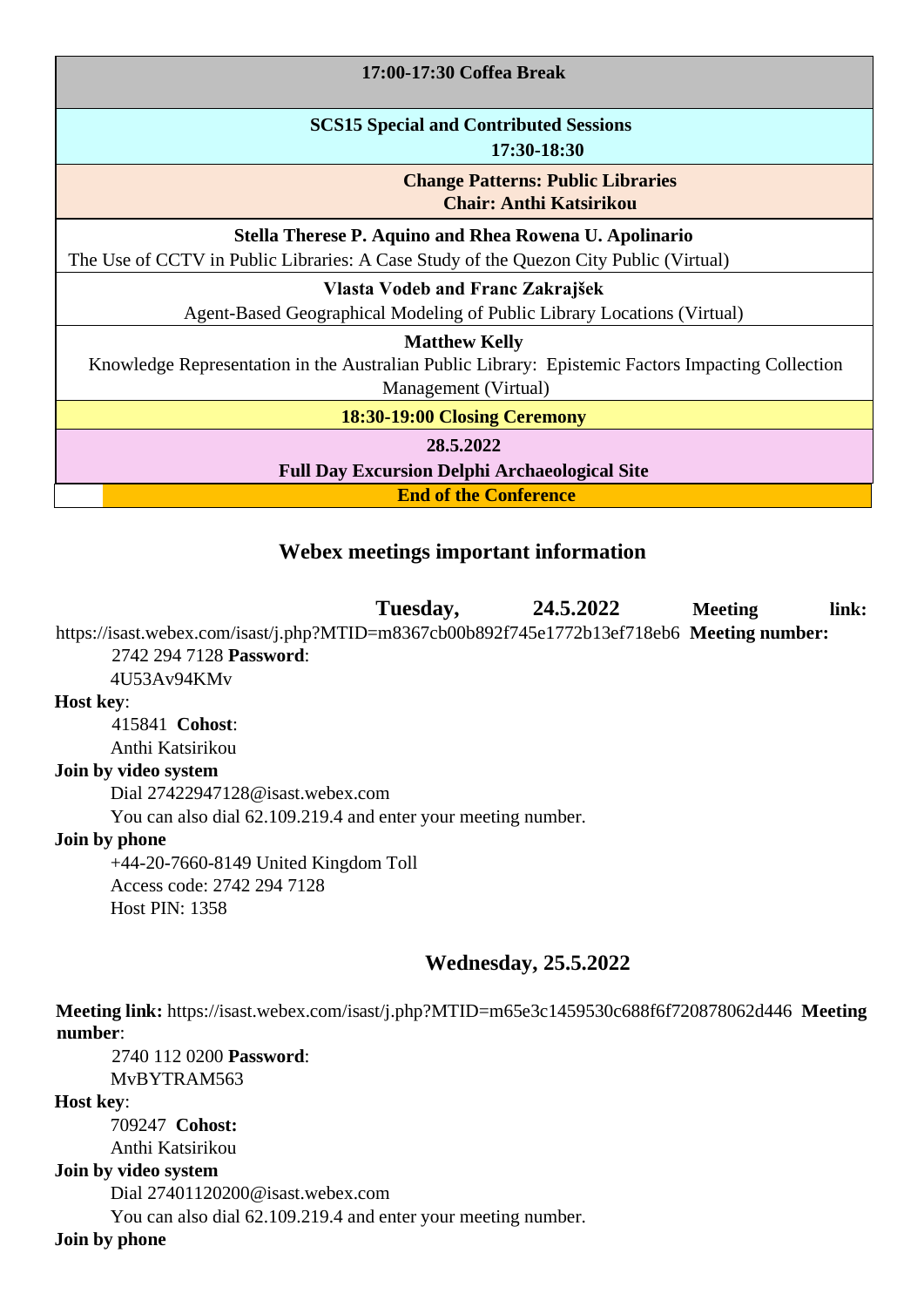| 17:00-17:30 Coffea Break |
|---|
| **SCS15 Special and Contributed Sessions** <br> **17:30-18:30** |
| **Change Patterns: Public Libraries** <br> **Chair: Anthi Katsirikou** |
| **Stella Therese P. Aquino and Rhea Rowena U. Apolinario** <br> The Use of CCTV in Public Libraries: A Case Study of the Quezon City Public (Virtual) |
| **Vlasta Vodeb and Franc Zakrajšek** <br> Agent-Based Geographical Modeling of Public Library Locations (Virtual) |
| **Matthew Kelly** <br> Knowledge Representation in the Australian Public Library: Epistemic Factors Impacting Collection Management (Virtual) |
| **18:30-19:00 Closing Ceremony** |
| **28.5.2022** <br> **Full Day Excursion Delphi Archaeological Site** |
| **End of the Conference** |

## Webex meetings important information

### Tuesday, 24.5.2022

**Meeting link:** https://isast.webex.com/isast/j.php?MTID=m8367cb00b892f745e1772b13ef718eb6 **Meeting number:** 2742 294 7128 **Password**: 4U53Av94KMv

**Host key**: 415841 **Cohost**: Anthi Katsirikou

**Join by video system**

Dial 27422947128@isast.webex.com

You can also dial 62.109.219.4 and enter your meeting number.

**Join by phone**

+44-20-7660-8149 United Kingdom Toll

Access code: 2742 294 7128

Host PIN: 1358

### Wednesday, 25.5.2022

**Meeting link:** https://isast.webex.com/isast/j.php?MTID=m65e3c1459530c688f6f720878062d446 **Meeting number**: 2740 112 0200 **Password**: MvBYTRAM563

**Host key**: 709247 **Cohost:** Anthi Katsirikou

**Join by video system**

Dial 27401120200@isast.webex.com

You can also dial 62.109.219.4 and enter your meeting number.

**Join by phone**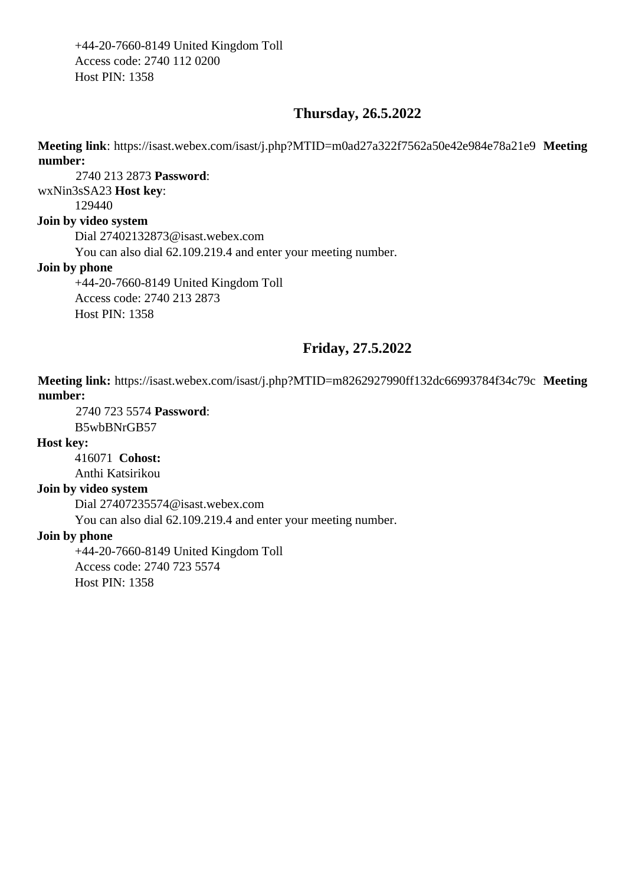+44-20-7660-8149 United Kingdom Toll
Access code: 2740 112 0200
Host PIN: 1358

## Thursday, 26.5.2022

**Meeting link**: https://isast.webex.com/isast/j.php?MTID=m0ad27a322f7562a50e42e984e78a21e9 **Meeting number:**
2740 213 2873 **Password**:
wxNin3sSA23 **Host key**:
129440

**Join by video system**
Dial 27402132873@isast.webex.com
You can also dial 62.109.219.4 and enter your meeting number.

**Join by phone**
+44-20-7660-8149 United Kingdom Toll
Access code: 2740 213 2873
Host PIN: 1358

## Friday, 27.5.2022

**Meeting link:** https://isast.webex.com/isast/j.php?MTID=m8262927990ff132dc66993784f34c79c **Meeting number:**
2740 723 5574 **Password**:
B5wbBNrGB57

**Host key:**
416071 **Cohost:**
Anthi Katsirikou

**Join by video system**
Dial 27407235574@isast.webex.com
You can also dial 62.109.219.4 and enter your meeting number.

**Join by phone**
+44-20-7660-8149 United Kingdom Toll
Access code: 2740 723 5574
Host PIN: 1358